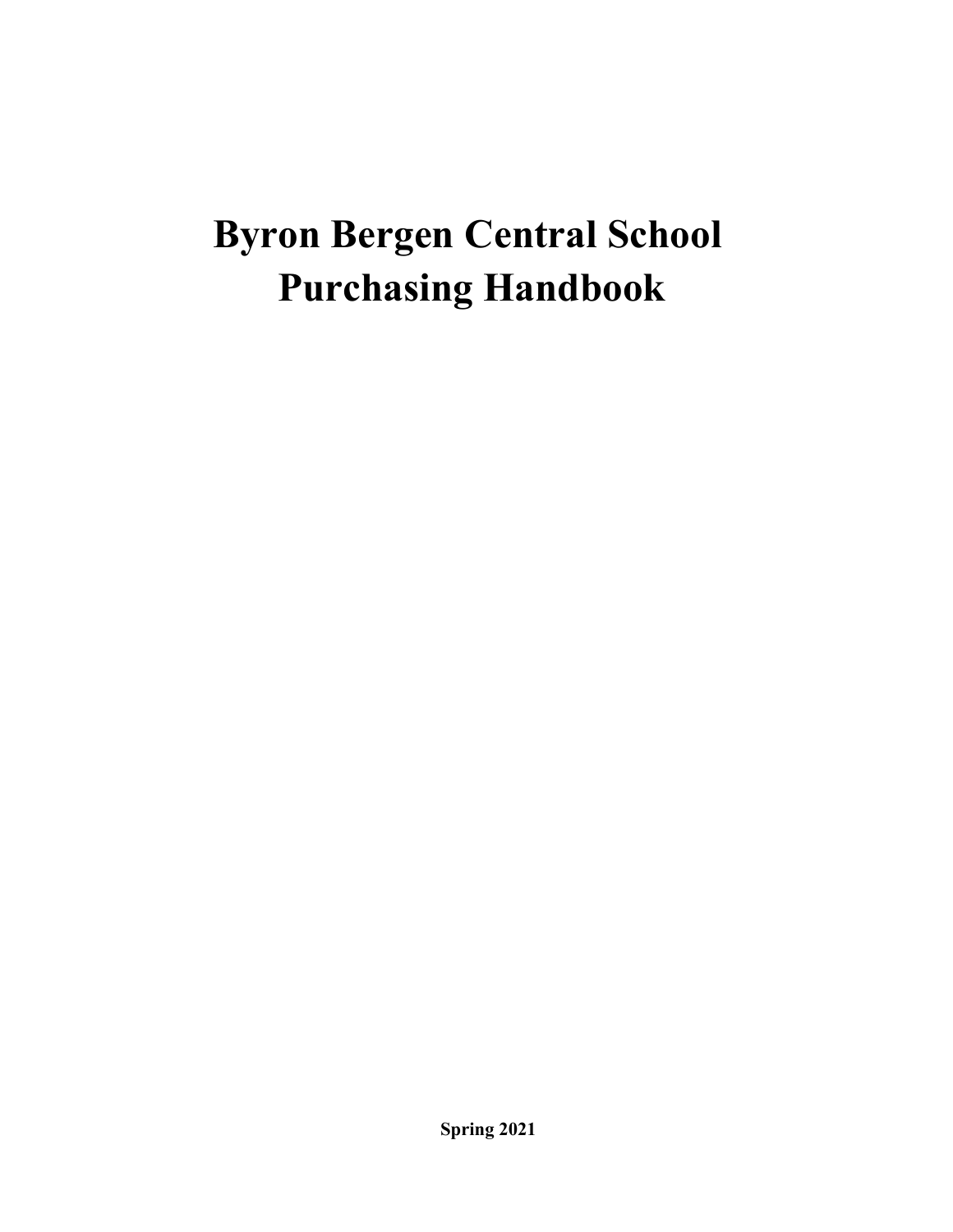# Byron Bergen Central School
# Purchasing Handbook

**Spring 2021**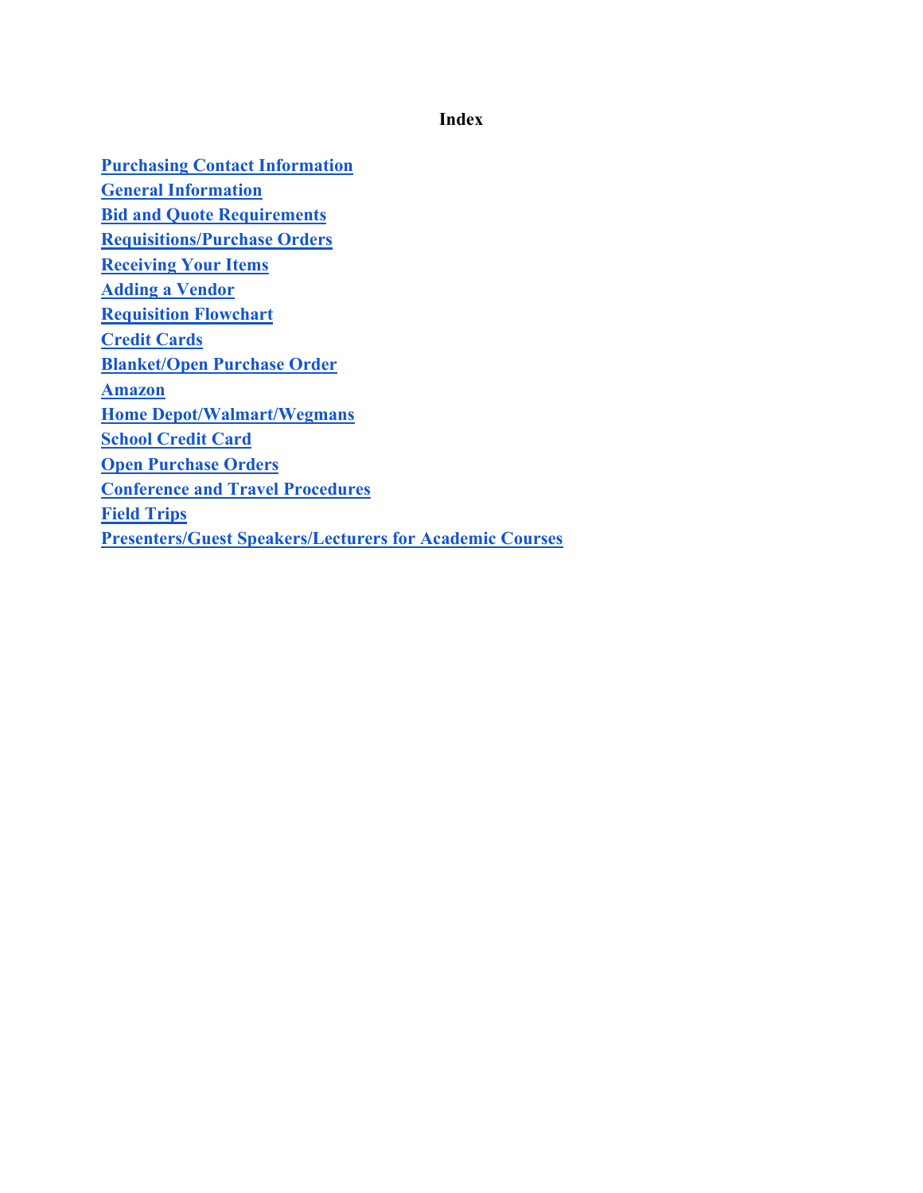**Index**

**Purchasing Contact Information**
**General Information**
**Bid and Quote Requirements**
**Requisitions/Purchase Orders**
**Receiving Your Items**
**Adding a Vendor**
**Requisition Flowchart**
**Credit Cards**
**Blanket/Open Purchase Order**
**Amazon**
**Home Depot/Walmart/Wegmans**
**School Credit Card**
**Open Purchase Orders**
**Conference and Travel Procedures**
**Field Trips**
**Presenters/Guest Speakers/Lecturers for Academic Courses**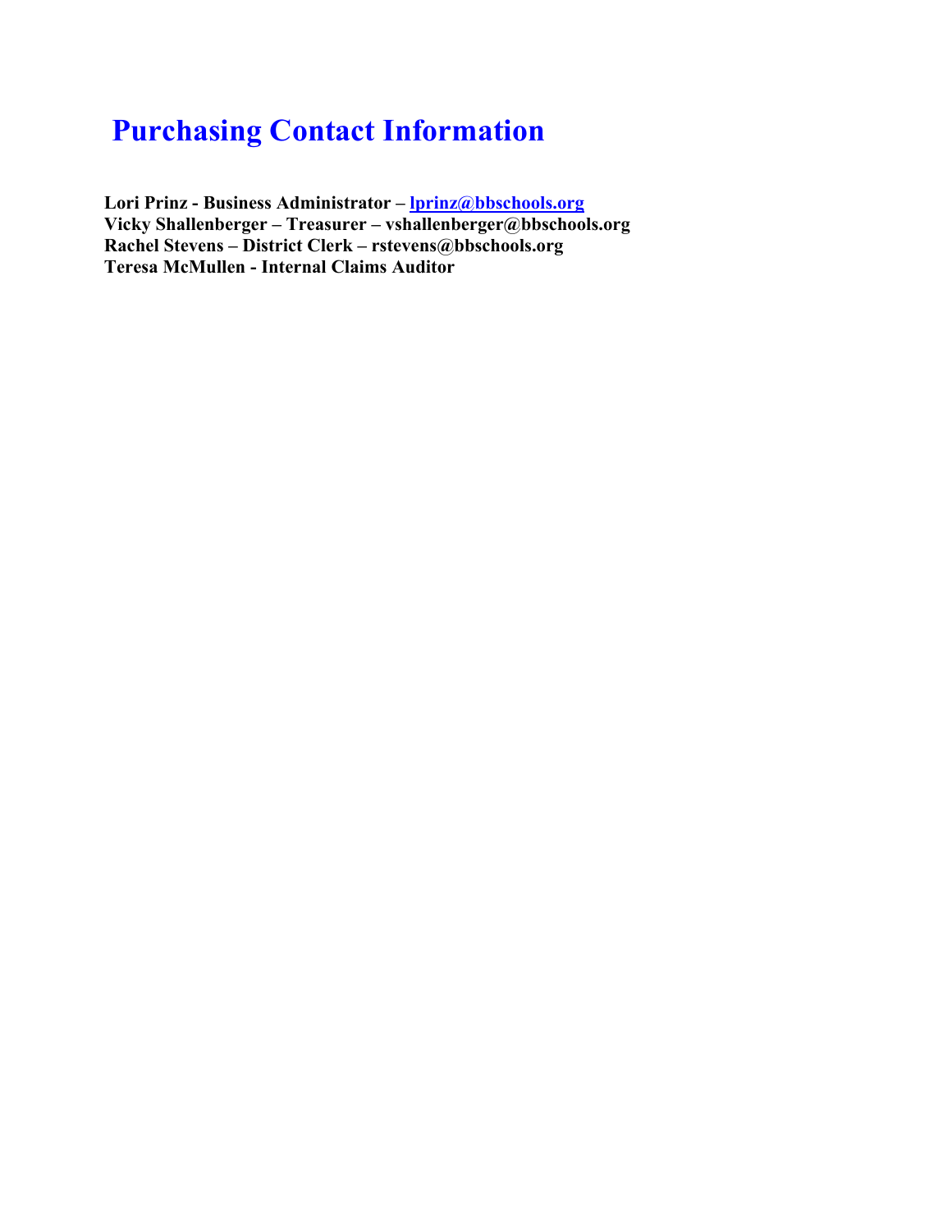# Purchasing Contact Information

**Lori Prinz - Business Administrator – lprinz@bbschools.org**
**Vicky Shallenberger – Treasurer – vshallenberger@bbschools.org**
**Rachel Stevens – District Clerk – rstevens@bbschools.org**
**Teresa McMullen - Internal Claims Auditor**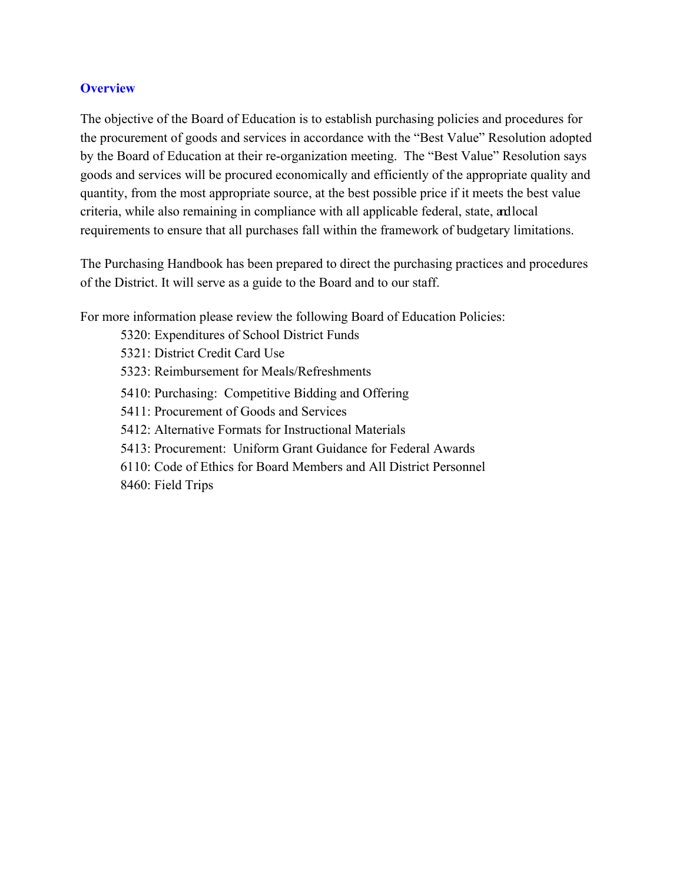## Overview

The objective of the Board of Education is to establish purchasing policies and procedures for the procurement of goods and services in accordance with the "Best Value" Resolution adopted by the Board of Education at their re-organization meeting. The "Best Value" Resolution says goods and services will be procured economically and efficiently of the appropriate quality and quantity, from the most appropriate source, at the best possible price if it meets the best value criteria, while also remaining in compliance with all applicable federal, state, and local requirements to ensure that all purchases fall within the framework of budgetary limitations.

The Purchasing Handbook has been prepared to direct the purchasing practices and procedures of the District. It will serve as a guide to the Board and to our staff.

For more information please review the following Board of Education Policies:

- 5320: Expenditures of School District Funds
- 5321: District Credit Card Use
- 5323: Reimbursement for Meals/Refreshments
- 5410: Purchasing: Competitive Bidding and Offering
- 5411: Procurement of Goods and Services
- 5412: Alternative Formats for Instructional Materials
- 5413: Procurement: Uniform Grant Guidance for Federal Awards
- 6110: Code of Ethics for Board Members and All District Personnel
- 8460: Field Trips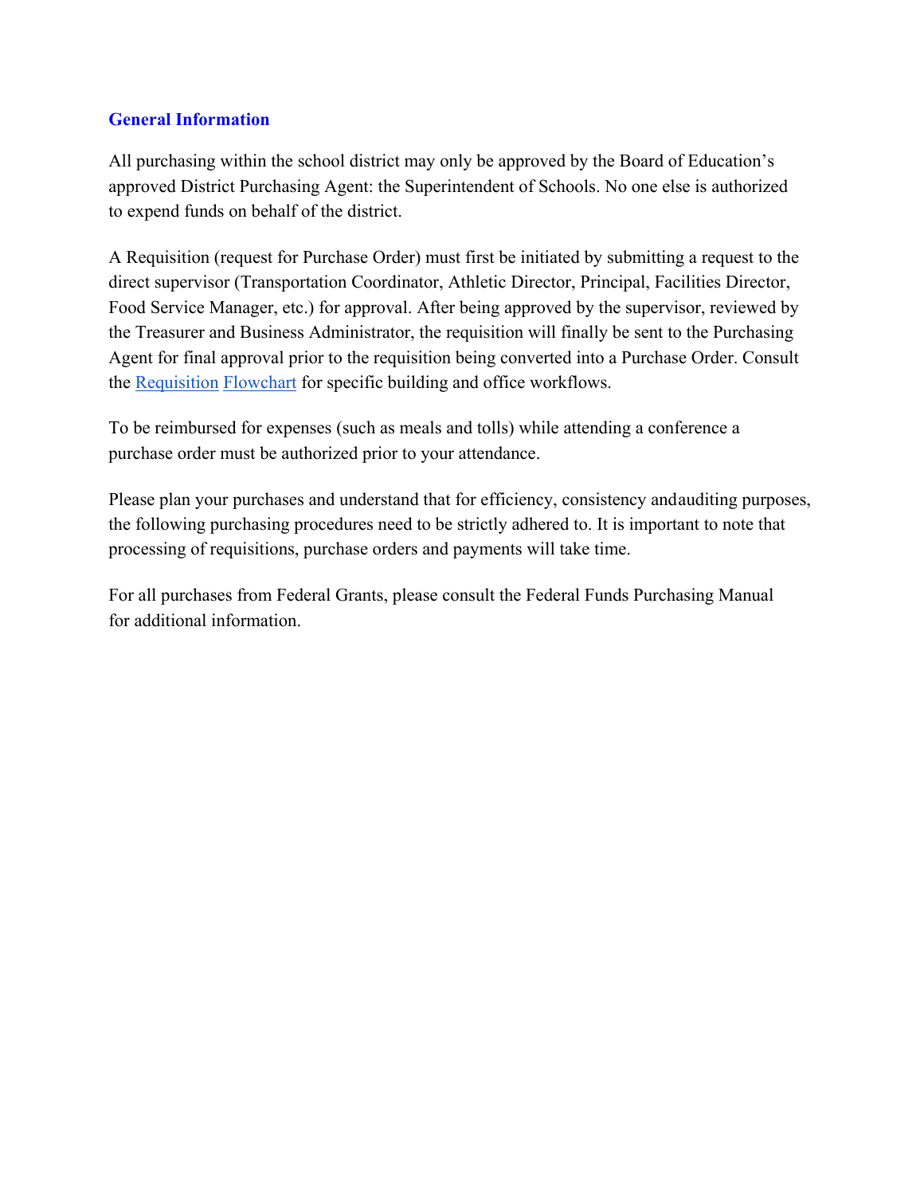## General Information

All purchasing within the school district may only be approved by the Board of Education's approved District Purchasing Agent: the Superintendent of Schools. No one else is authorized to expend funds on behalf of the district.

A Requisition (request for Purchase Order) must first be initiated by submitting a request to the direct supervisor (Transportation Coordinator, Athletic Director, Principal, Facilities Director, Food Service Manager, etc.) for approval. After being approved by the supervisor, reviewed by the Treasurer and Business Administrator, the requisition will finally be sent to the Purchasing Agent for final approval prior to the requisition being converted into a Purchase Order. Consult the Requisition Flowchart for specific building and office workflows.

To be reimbursed for expenses (such as meals and tolls) while attending a conference a purchase order must be authorized prior to your attendance.

Please plan your purchases and understand that for efficiency, consistency and auditing purposes, the following purchasing procedures need to be strictly adhered to. It is important to note that processing of requisitions, purchase orders and payments will take time.

For all purchases from Federal Grants, please consult the Federal Funds Purchasing Manual for additional information.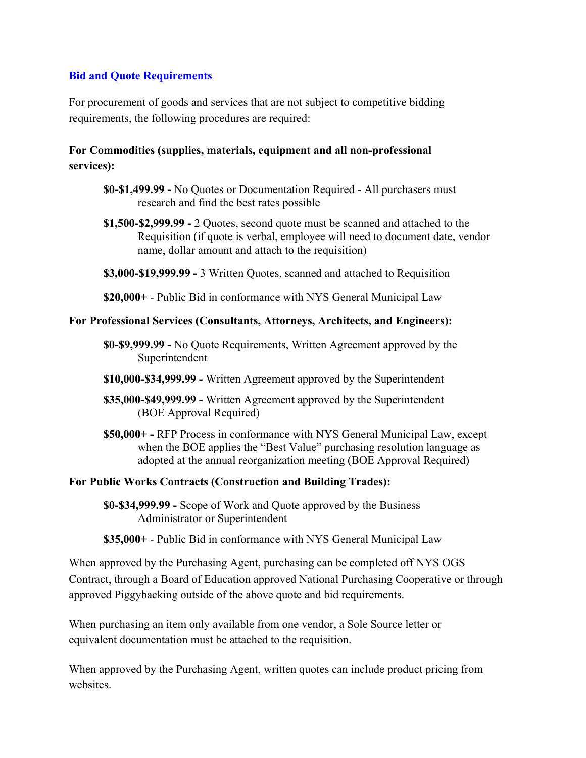## Bid and Quote Requirements

For procurement of goods and services that are not subject to competitive bidding requirements, the following procedures are required:

**For Commodities (supplies, materials, equipment and all non-professional services):**

- **$0-$1,499.99 -** No Quotes or Documentation Required - All purchasers must research and find the best rates possible
- **$1,500-$2,999.99 -** 2 Quotes, second quote must be scanned and attached to the Requisition (if quote is verbal, employee will need to document date, vendor name, dollar amount and attach to the requisition)
- **$3,000-$19,999.99 -** 3 Written Quotes, scanned and attached to Requisition
- **$20,000+** - Public Bid in conformance with NYS General Municipal Law

**For Professional Services (Consultants, Attorneys, Architects, and Engineers):**

- **$0-$9,999.99 -** No Quote Requirements, Written Agreement approved by the Superintendent
- **$10,000-$34,999.99 -** Written Agreement approved by the Superintendent
- **$35,000-$49,999.99 -** Written Agreement approved by the Superintendent (BOE Approval Required)
- **$50,000+ -** RFP Process in conformance with NYS General Municipal Law, except when the BOE applies the "Best Value" purchasing resolution language as adopted at the annual reorganization meeting (BOE Approval Required)

**For Public Works Contracts (Construction and Building Trades):**

- **$0-$34,999.99 -** Scope of Work and Quote approved by the Business Administrator or Superintendent
- **$35,000+** - Public Bid in conformance with NYS General Municipal Law

When approved by the Purchasing Agent, purchasing can be completed off NYS OGS Contract, through a Board of Education approved National Purchasing Cooperative or through approved Piggybacking outside of the above quote and bid requirements.

When purchasing an item only available from one vendor, a Sole Source letter or equivalent documentation must be attached to the requisition.

When approved by the Purchasing Agent, written quotes can include product pricing from websites.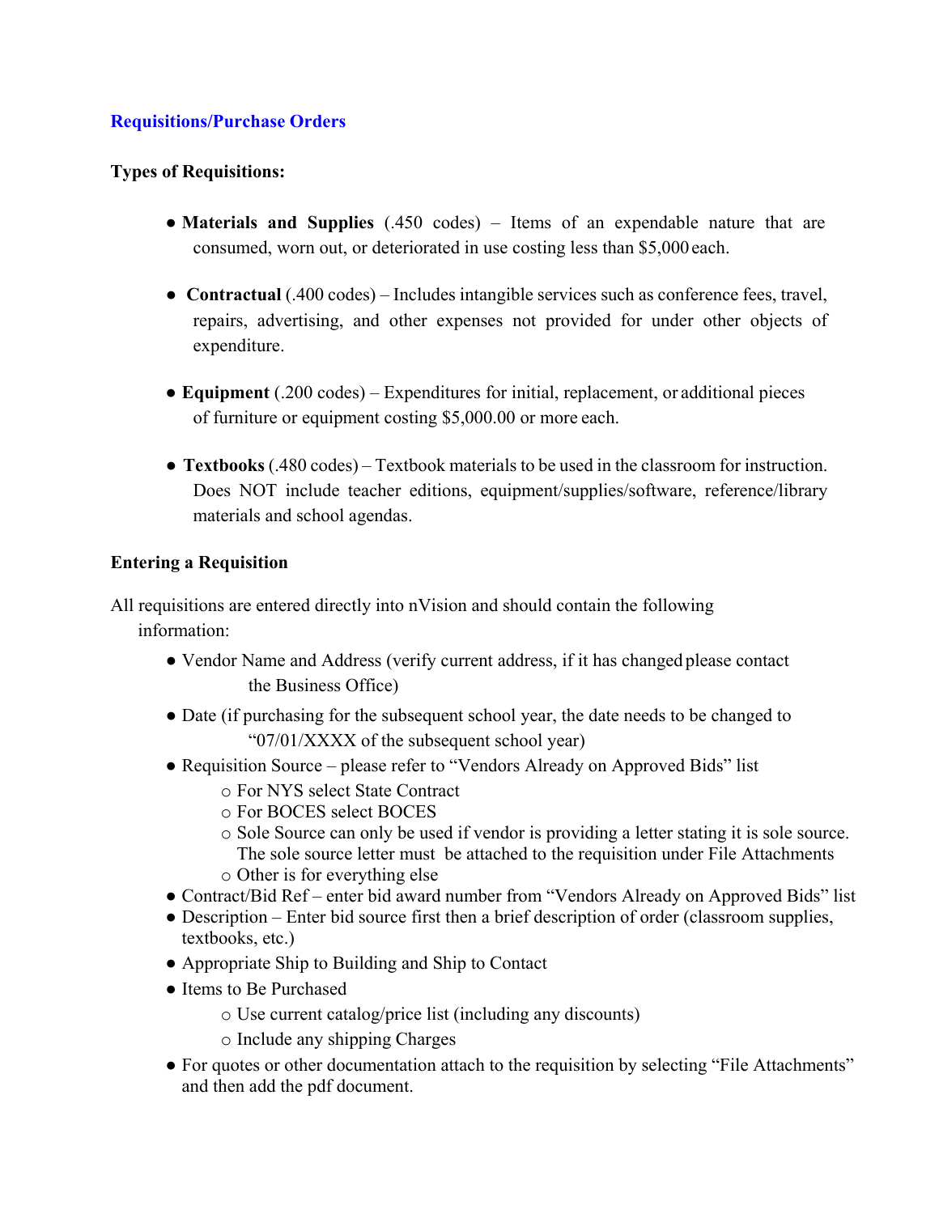## Requisitions/Purchase Orders

**Types of Requisitions:**

- **Materials and Supplies** (.450 codes) – Items of an expendable nature that are consumed, worn out, or deteriorated in use costing less than $5,000 each.

- **Contractual** (.400 codes) – Includes intangible services such as conference fees, travel, repairs, advertising, and other expenses not provided for under other objects of expenditure.

- **Equipment** (.200 codes) – Expenditures for initial, replacement, or additional pieces of furniture or equipment costing $5,000.00 or more each.

- **Textbooks** (.480 codes) – Textbook materials to be used in the classroom for instruction. Does NOT include teacher editions, equipment/supplies/software, reference/library materials and school agendas.

**Entering a Requisition**

All requisitions are entered directly into nVision and should contain the following information:

- Vendor Name and Address (verify current address, if it has changed please contact the Business Office)
- Date (if purchasing for the subsequent school year, the date needs to be changed to "07/01/XXXX of the subsequent school year)
- Requisition Source – please refer to "Vendors Already on Approved Bids" list
  - For NYS select State Contract
  - For BOCES select BOCES
  - Sole Source can only be used if vendor is providing a letter stating it is sole source. The sole source letter must be attached to the requisition under File Attachments
  - Other is for everything else
- Contract/Bid Ref – enter bid award number from "Vendors Already on Approved Bids" list
- Description – Enter bid source first then a brief description of order (classroom supplies, textbooks, etc.)
- Appropriate Ship to Building and Ship to Contact
- Items to Be Purchased
  - Use current catalog/price list (including any discounts)
  - Include any shipping Charges
- For quotes or other documentation attach to the requisition by selecting "File Attachments" and then add the pdf document.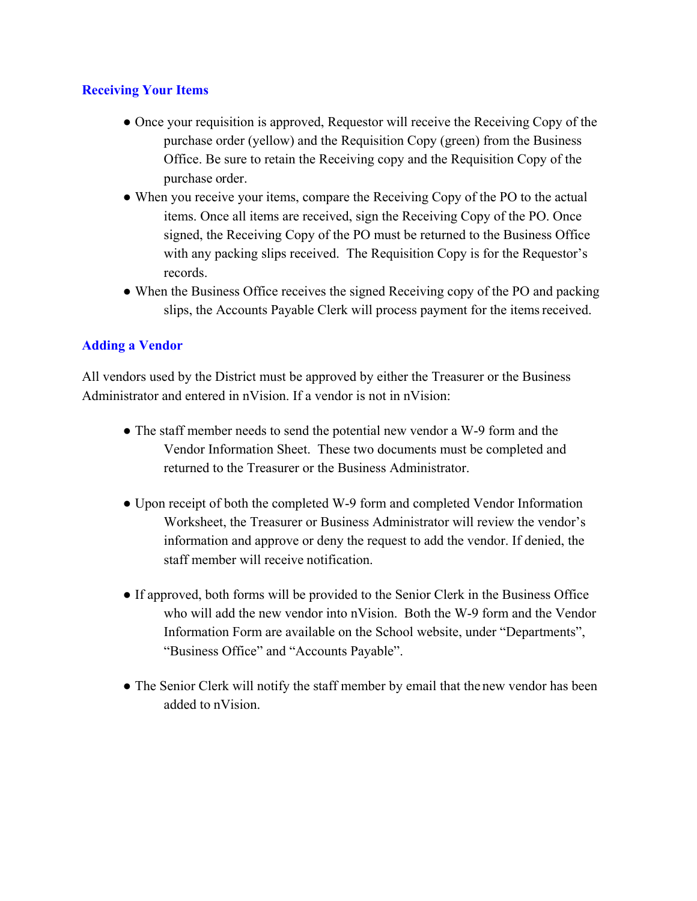## Receiving Your Items

- Once your requisition is approved, Requestor will receive the Receiving Copy of the purchase order (yellow) and the Requisition Copy (green) from the Business Office. Be sure to retain the Receiving copy and the Requisition Copy of the purchase order.
- When you receive your items, compare the Receiving Copy of the PO to the actual items. Once all items are received, sign the Receiving Copy of the PO. Once signed, the Receiving Copy of the PO must be returned to the Business Office with any packing slips received. The Requisition Copy is for the Requestor's records.
- When the Business Office receives the signed Receiving copy of the PO and packing slips, the Accounts Payable Clerk will process payment for the items received.

## Adding a Vendor

All vendors used by the District must be approved by either the Treasurer or the Business Administrator and entered in nVision. If a vendor is not in nVision:

- The staff member needs to send the potential new vendor a W-9 form and the Vendor Information Sheet. These two documents must be completed and returned to the Treasurer or the Business Administrator.

- Upon receipt of both the completed W-9 form and completed Vendor Information Worksheet, the Treasurer or Business Administrator will review the vendor's information and approve or deny the request to add the vendor. If denied, the staff member will receive notification.

- If approved, both forms will be provided to the Senior Clerk in the Business Office who will add the new vendor into nVision. Both the W-9 form and the Vendor Information Form are available on the School website, under "Departments", "Business Office" and "Accounts Payable".

- The Senior Clerk will notify the staff member by email that the new vendor has been added to nVision.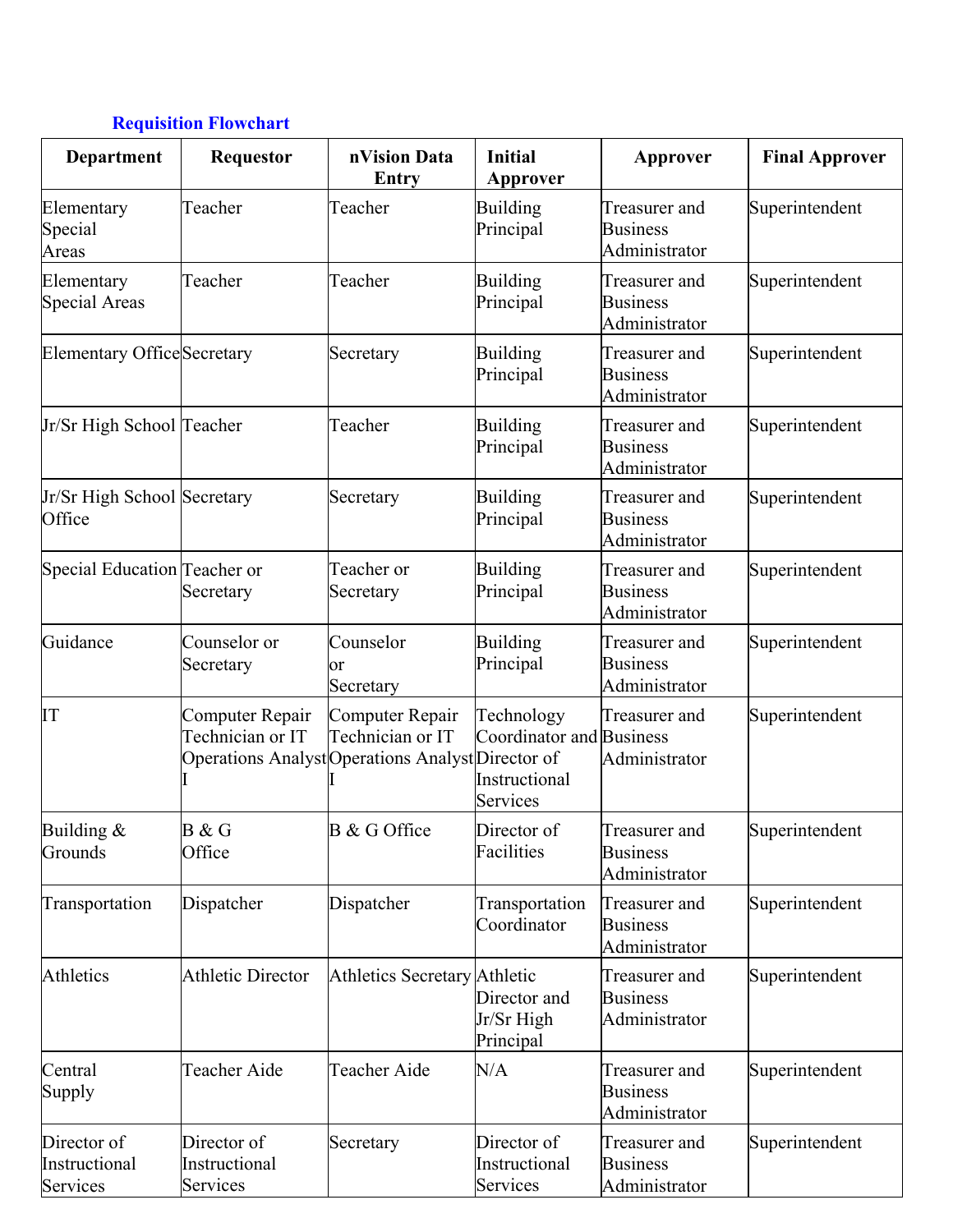## Requisition Flowchart

| Department | Requestor | nVision Data Entry | Initial Approver | Approver | Final Approver |
|---|---|---|---|---|---|
| Elementary Special Areas | Teacher | Teacher | Building Principal | Treasurer and Business Administrator | Superintendent |
| Elementary Special Areas | Teacher | Teacher | Building Principal | Treasurer and Business Administrator | Superintendent |
| Elementary Office | Secretary | Secretary | Building Principal | Treasurer and Business Administrator | Superintendent |
| Jr/Sr High School | Teacher | Teacher | Building Principal | Treasurer and Business Administrator | Superintendent |
| Jr/Sr High School Office | Secretary | Secretary | Building Principal | Treasurer and Business Administrator | Superintendent |
| Special Education | Teacher or Secretary | Teacher or Secretary | Building Principal | Treasurer and Business Administrator | Superintendent |
| Guidance | Counselor or Secretary | Counselor or Secretary | Building Principal | Treasurer and Business Administrator | Superintendent |
| IT | Computer Repair Technician or IT Operations Analyst I | Computer Repair Technician or IT Operations Analyst I | Technology Coordinator and Director of Instructional Services | Treasurer and Business Administrator | Superintendent |
| Building & Grounds | B & G Office | B & G Office | Director of Facilities | Treasurer and Business Administrator | Superintendent |
| Transportation | Dispatcher | Dispatcher | Transportation Coordinator | Treasurer and Business Administrator | Superintendent |
| Athletics | Athletic Director | Athletics Secretary | Athletic Director and Jr/Sr High Principal | Treasurer and Business Administrator | Superintendent |
| Central Supply | Teacher Aide | Teacher Aide | N/A | Treasurer and Business Administrator | Superintendent |
| Director of Instructional Services | Director of Instructional Services | Secretary | Director of Instructional Services | Treasurer and Business Administrator | Superintendent |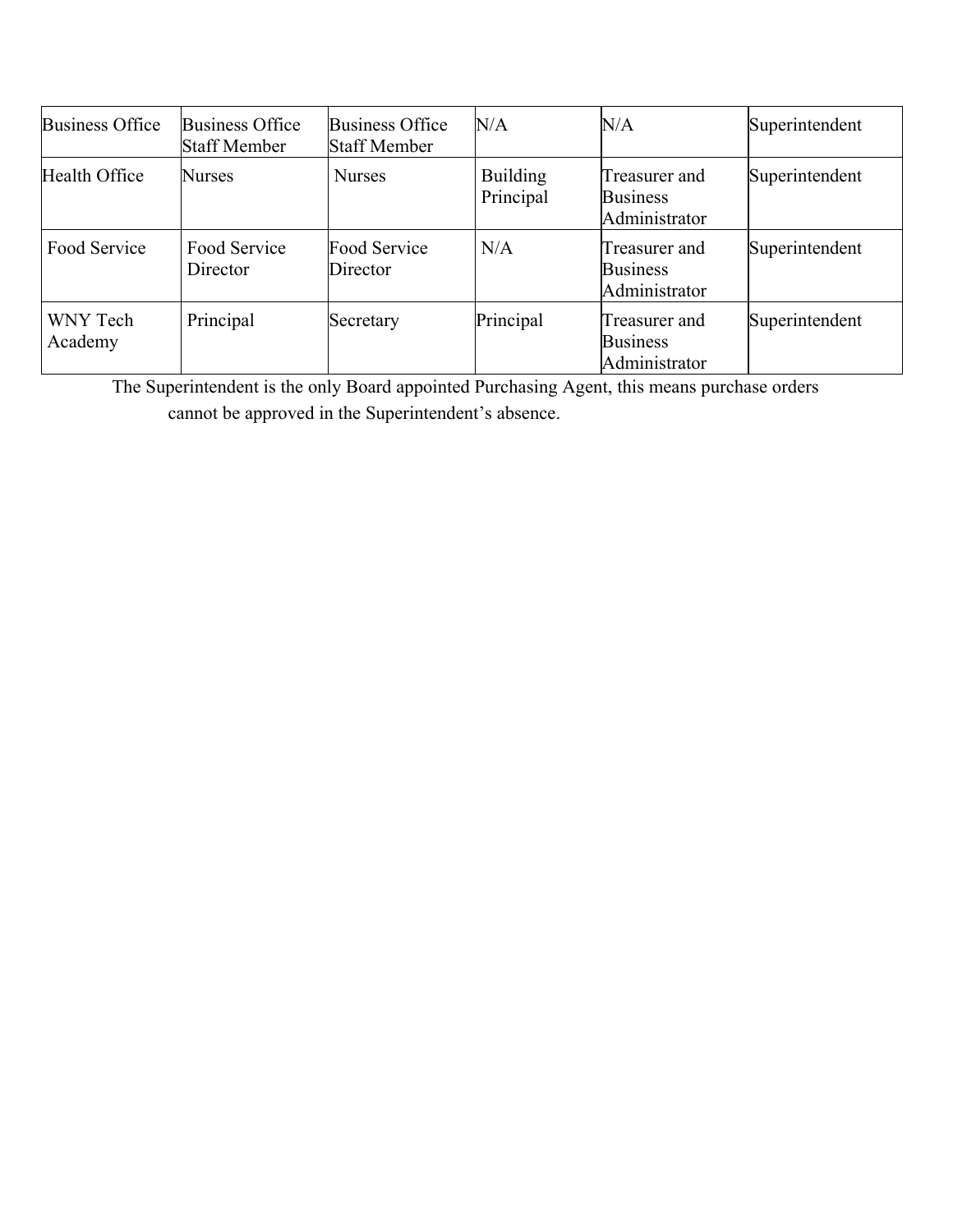| Business Office | Business Office Staff Member | Business Office Staff Member | N/A | N/A | Superintendent |
|---|---|---|---|---|---|
| Health Office | Nurses | Nurses | Building Principal | Treasurer and Business Administrator | Superintendent |
| Food Service | Food Service Director | Food Service Director | N/A | Treasurer and Business Administrator | Superintendent |
| WNY Tech Academy | Principal | Secretary | Principal | Treasurer and Business Administrator | Superintendent |

The Superintendent is the only Board appointed Purchasing Agent, this means purchase orders cannot be approved in the Superintendent's absence.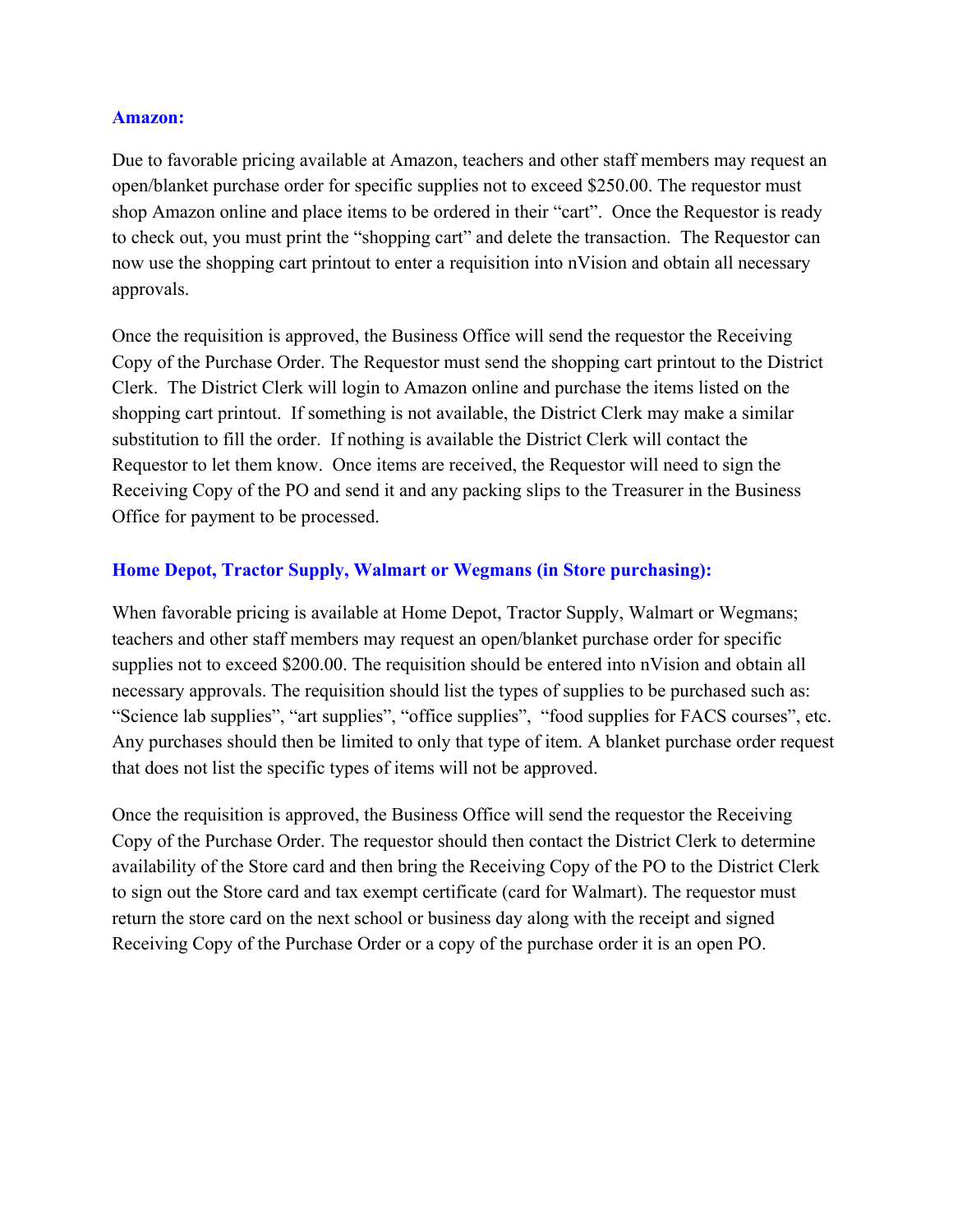**Amazon:**

Due to favorable pricing available at Amazon, teachers and other staff members may request an open/blanket purchase order for specific supplies not to exceed $250.00. The requestor must shop Amazon online and place items to be ordered in their "cart". Once the Requestor is ready to check out, you must print the "shopping cart" and delete the transaction. The Requestor can now use the shopping cart printout to enter a requisition into nVision and obtain all necessary approvals.

Once the requisition is approved, the Business Office will send the requestor the Receiving Copy of the Purchase Order. The Requestor must send the shopping cart printout to the District Clerk. The District Clerk will login to Amazon online and purchase the items listed on the shopping cart printout. If something is not available, the District Clerk may make a similar substitution to fill the order. If nothing is available the District Clerk will contact the Requestor to let them know. Once items are received, the Requestor will need to sign the Receiving Copy of the PO and send it and any packing slips to the Treasurer in the Business Office for payment to be processed.

**Home Depot, Tractor Supply, Walmart or Wegmans (in Store purchasing):**

When favorable pricing is available at Home Depot, Tractor Supply, Walmart or Wegmans; teachers and other staff members may request an open/blanket purchase order for specific supplies not to exceed $200.00. The requisition should be entered into nVision and obtain all necessary approvals. The requisition should list the types of supplies to be purchased such as: "Science lab supplies", "art supplies", "office supplies", "food supplies for FACS courses", etc. Any purchases should then be limited to only that type of item. A blanket purchase order request that does not list the specific types of items will not be approved.

Once the requisition is approved, the Business Office will send the requestor the Receiving Copy of the Purchase Order. The requestor should then contact the District Clerk to determine availability of the Store card and then bring the Receiving Copy of the PO to the District Clerk to sign out the Store card and tax exempt certificate (card for Walmart). The requestor must return the store card on the next school or business day along with the receipt and signed Receiving Copy of the Purchase Order or a copy of the purchase order it is an open PO.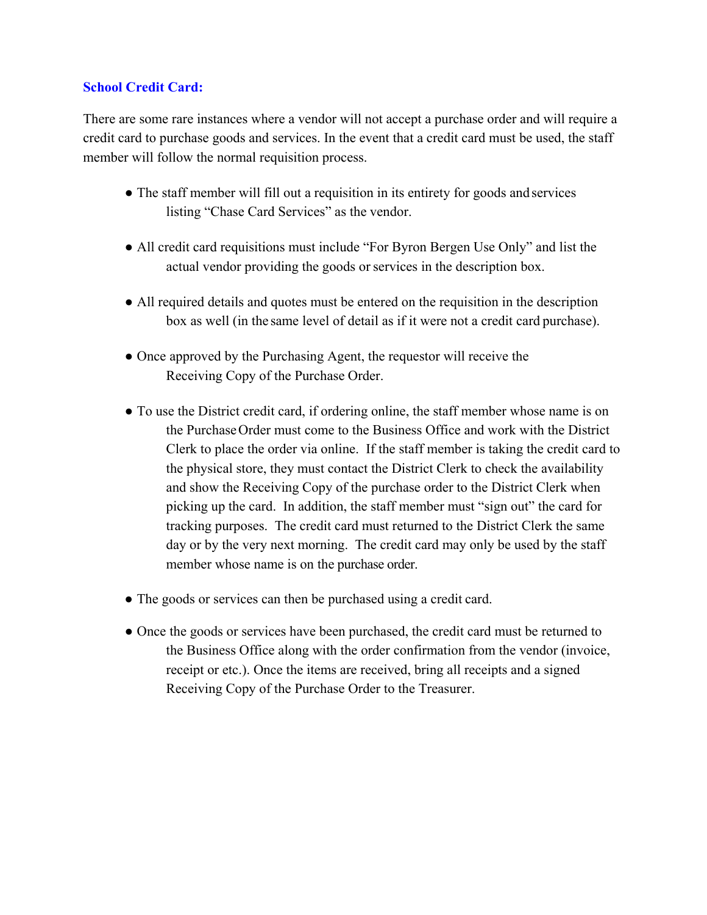### School Credit Card:

There are some rare instances where a vendor will not accept a purchase order and will require a credit card to purchase goods and services. In the event that a credit card must be used, the staff member will follow the normal requisition process.

- The staff member will fill out a requisition in its entirety for goods and services listing “Chase Card Services” as the vendor.
- All credit card requisitions must include “For Byron Bergen Use Only” and list the actual vendor providing the goods or services in the description box.
- All required details and quotes must be entered on the requisition in the description box as well (in the same level of detail as if it were not a credit card purchase).
- Once approved by the Purchasing Agent, the requestor will receive the Receiving Copy of the Purchase Order.
- To use the District credit card, if ordering online, the staff member whose name is on the Purchase Order must come to the Business Office and work with the District Clerk to place the order via online. If the staff member is taking the credit card to the physical store, they must contact the District Clerk to check the availability and show the Receiving Copy of the purchase order to the District Clerk when picking up the card. In addition, the staff member must “sign out” the card for tracking purposes. The credit card must returned to the District Clerk the same day or by the very next morning. The credit card may only be used by the staff member whose name is on the purchase order.
- The goods or services can then be purchased using a credit card.
- Once the goods or services have been purchased, the credit card must be returned to the Business Office along with the order confirmation from the vendor (invoice, receipt or etc.). Once the items are received, bring all receipts and a signed Receiving Copy of the Purchase Order to the Treasurer.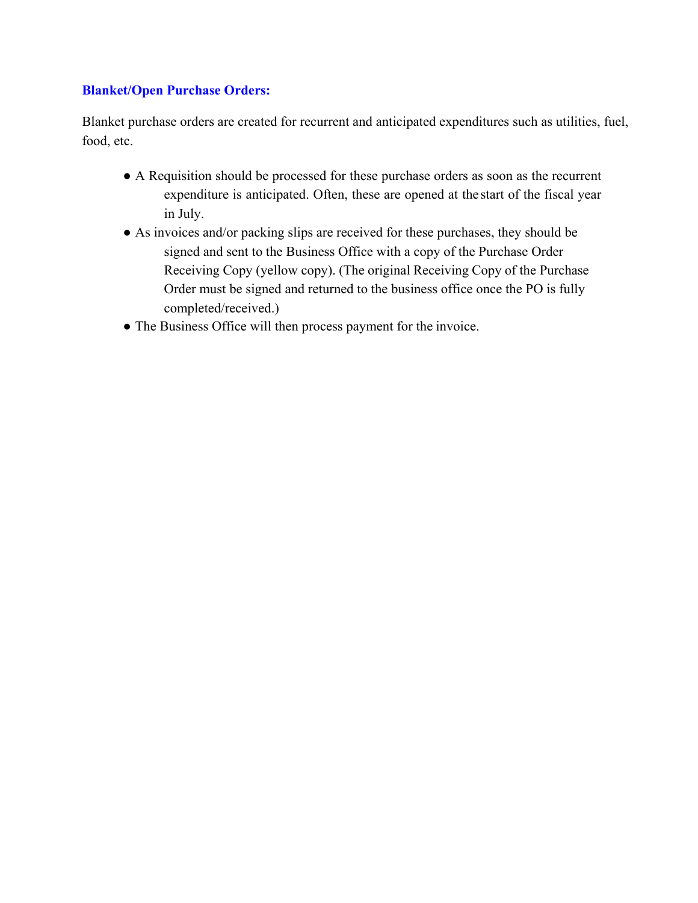**Blanket/Open Purchase Orders:**

Blanket purchase orders are created for recurrent and anticipated expenditures such as utilities, fuel, food, etc.

- A Requisition should be processed for these purchase orders as soon as the recurrent expenditure is anticipated. Often, these are opened at the start of the fiscal year in July.
- As invoices and/or packing slips are received for these purchases, they should be signed and sent to the Business Office with a copy of the Purchase Order Receiving Copy (yellow copy). (The original Receiving Copy of the Purchase Order must be signed and returned to the business office once the PO is fully completed/received.)
- The Business Office will then process payment for the invoice.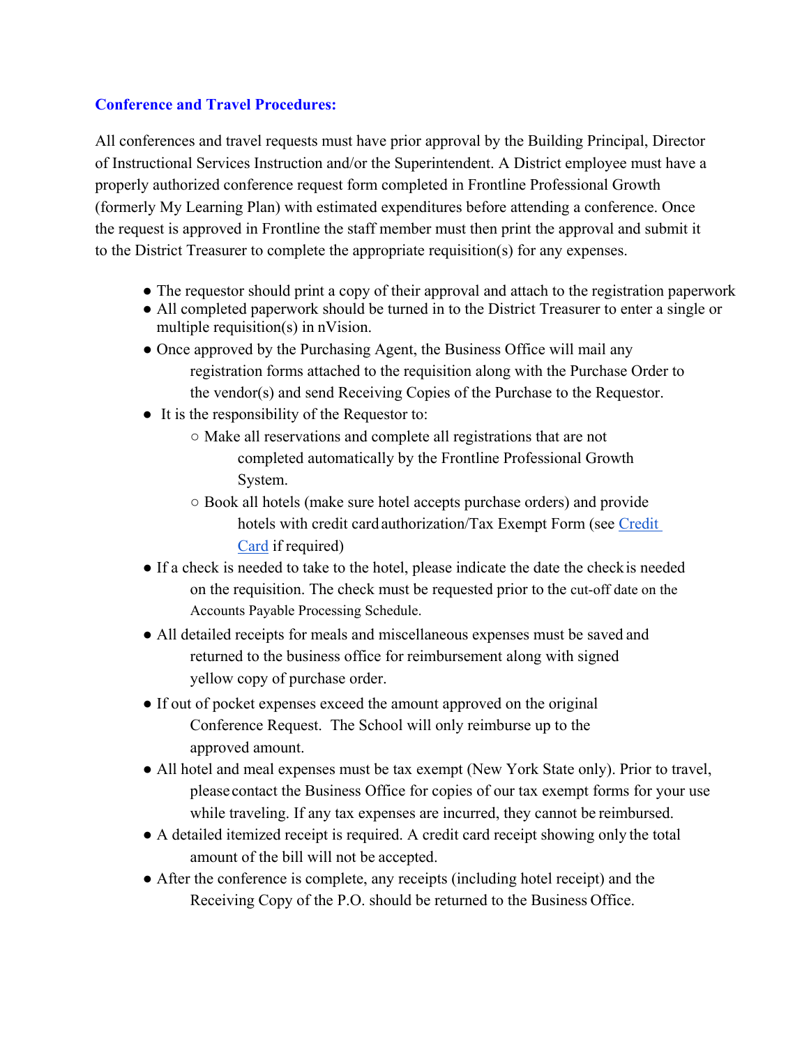### Conference and Travel Procedures:

All conferences and travel requests must have prior approval by the Building Principal, Director of Instructional Services Instruction and/or the Superintendent. A District employee must have a properly authorized conference request form completed in Frontline Professional Growth (formerly My Learning Plan) with estimated expenditures before attending a conference. Once the request is approved in Frontline the staff member must then print the approval and submit it to the District Treasurer to complete the appropriate requisition(s) for any expenses.

- The requestor should print a copy of their approval and attach to the registration paperwork
- All completed paperwork should be turned in to the District Treasurer to enter a single or multiple requisition(s) in nVision.
- Once approved by the Purchasing Agent, the Business Office will mail any registration forms attached to the requisition along with the Purchase Order to the vendor(s) and send Receiving Copies of the Purchase to the Requestor.
- It is the responsibility of the Requestor to:
  - Make all reservations and complete all registrations that are not completed automatically by the Frontline Professional Growth System.
  - Book all hotels (make sure hotel accepts purchase orders) and provide hotels with credit card authorization/Tax Exempt Form (see Credit Card if required)
- If a check is needed to take to the hotel, please indicate the date the check is needed on the requisition. The check must be requested prior to the cut-off date on the Accounts Payable Processing Schedule.
- All detailed receipts for meals and miscellaneous expenses must be saved and returned to the business office for reimbursement along with signed yellow copy of purchase order.
- If out of pocket expenses exceed the amount approved on the original Conference Request. The School will only reimburse up to the approved amount.
- All hotel and meal expenses must be tax exempt (New York State only). Prior to travel, please contact the Business Office for copies of our tax exempt forms for your use while traveling. If any tax expenses are incurred, they cannot be reimbursed.
- A detailed itemized receipt is required. A credit card receipt showing only the total amount of the bill will not be accepted.
- After the conference is complete, any receipts (including hotel receipt) and the Receiving Copy of the P.O. should be returned to the Business Office.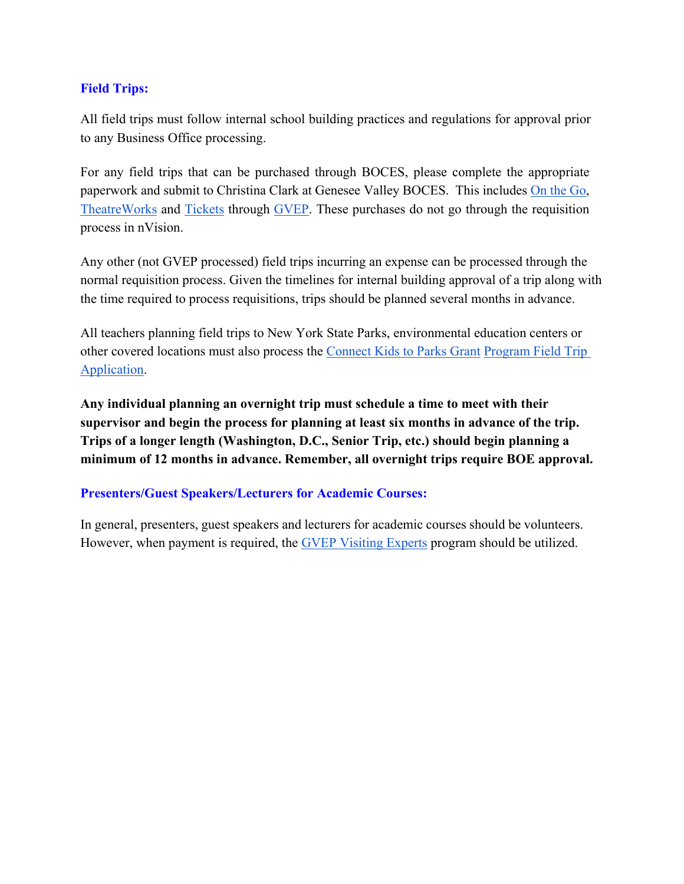### Field Trips:

All field trips must follow internal school building practices and regulations for approval prior to any Business Office processing.

For any field trips that can be purchased through BOCES, please complete the appropriate paperwork and submit to Christina Clark at Genesee Valley BOCES. This includes On the Go, TheatreWorks and Tickets through GVEP. These purchases do not go through the requisition process in nVision.

Any other (not GVEP processed) field trips incurring an expense can be processed through the normal requisition process. Given the timelines for internal building approval of a trip along with the time required to process requisitions, trips should be planned several months in advance.

All teachers planning field trips to New York State Parks, environmental education centers or other covered locations must also process the Connect Kids to Parks Grant Program Field Trip Application.

**Any individual planning an overnight trip must schedule a time to meet with their supervisor and begin the process for planning at least six months in advance of the trip. Trips of a longer length (Washington, D.C., Senior Trip, etc.) should begin planning a minimum of 12 months in advance. Remember, all overnight trips require BOE approval.**

### Presenters/Guest Speakers/Lecturers for Academic Courses:

In general, presenters, guest speakers and lecturers for academic courses should be volunteers. However, when payment is required, the GVEP Visiting Experts program should be utilized.